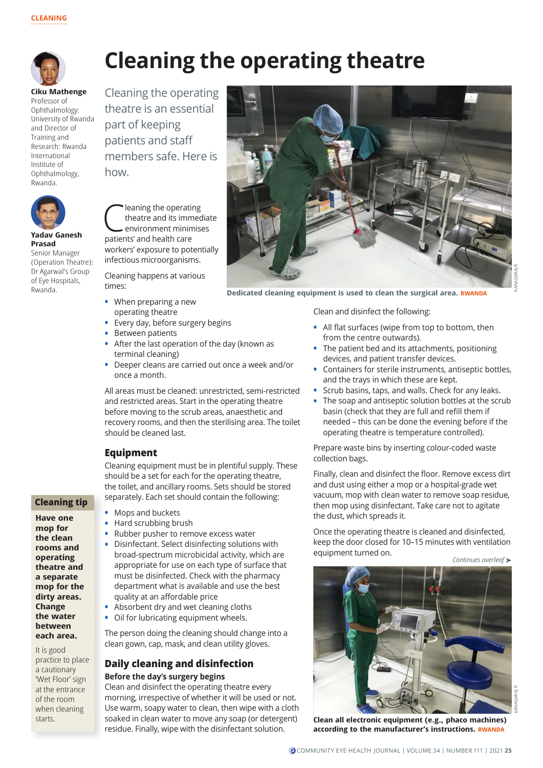# Cleaning the operating theatre

**Ciku Mathenge**
Professor of Ophthalmology: University of Rwanda and Director of Training and Research: Rwanda International Institute of Ophthalmology, Rwanda.

**Yadav Ganesh Prasad**
Senior Manager (Operation Theatre): Dr Agarwal's Group of Eye Hospitals, Rwanda.

Cleaning the operating theatre is an essential part of keeping patients and staff members safe. Here is how.

Dedicated cleaning equipment is used to clean the surgical area. RWANDA

Cleaning the operating theatre and its immediate environment minimises patients' and health care workers' exposure to potentially infectious microorganisms.

Cleaning happens at various times:

- When preparing a new operating theatre
- Every day, before surgery begins
- Between patients
- After the last operation of the day (known as terminal cleaning)
- Deeper cleans are carried out once a week and/or once a month.

All areas must be cleaned: unrestricted, semi-restricted and restricted areas. Start in the operating theatre before moving to the scrub areas, anaesthetic and recovery rooms, and then the sterilising area. The toilet should be cleaned last.

## Equipment

Cleaning equipment must be in plentiful supply. These should be a set for each for the operating theatre, the toilet, and ancillary rooms. Sets should be stored separately. Each set should contain the following:

- Mops and buckets
- Hard scrubbing brush
- Rubber pusher to remove excess water
- Disinfectant. Select disinfecting solutions with broad-spectrum microbicidal activity, which are appropriate for use on each type of surface that must be disinfected. Check with the pharmacy department what is available and use the best quality at an affordable price
- Absorbent dry and wet cleaning cloths
- Oil for lubricating equipment wheels.

The person doing the cleaning should change into a clean gown, cap, mask, and clean utility gloves.

### Cleaning tip

**Have one mop for the clean rooms and operating theatre and a separate mop for the dirty areas. Change the water between each area.**

It is good practice to place a cautionary 'Wet Floor' sign at the entrance of the room when cleaning starts.

## Daily cleaning and disinfection

### Before the day's surgery begins

Clean and disinfect the operating theatre every morning, irrespective of whether it will be used or not. Use warm, soapy water to clean, then wipe with a cloth soaked in clean water to move any soap (or detergent) residue. Finally, wipe with the disinfectant solution.

Clean and disinfect the following:

- All flat surfaces (wipe from top to bottom, then from the centre outwards).
- The patient bed and its attachments, positioning devices, and patient transfer devices.
- Containers for sterile instruments, antiseptic bottles, and the trays in which these are kept.
- Scrub basins, taps, and walls. Check for any leaks.
- The soap and antiseptic solution bottles at the scrub basin (check that they are full and refill them if needed – this can be done the evening before if the operating theatre is temperature controlled).

Prepare waste bins by inserting colour-coded waste collection bags.

Finally, clean and disinfect the floor. Remove excess dirt and dust using either a mop or a hospital-grade wet vacuum, mop with clean water to remove soap residue, then mop using disinfectant. Take care not to agitate the dust, which spreads it.

Once the operating theatre is cleaned and disinfected, keep the door closed for 10–15 minutes with ventilation equipment turned on.

*Continues overleaf ➤*

**Clean all electronic equipment (e.g., phaco machines) according to the manufacturer's instructions.** RWANDA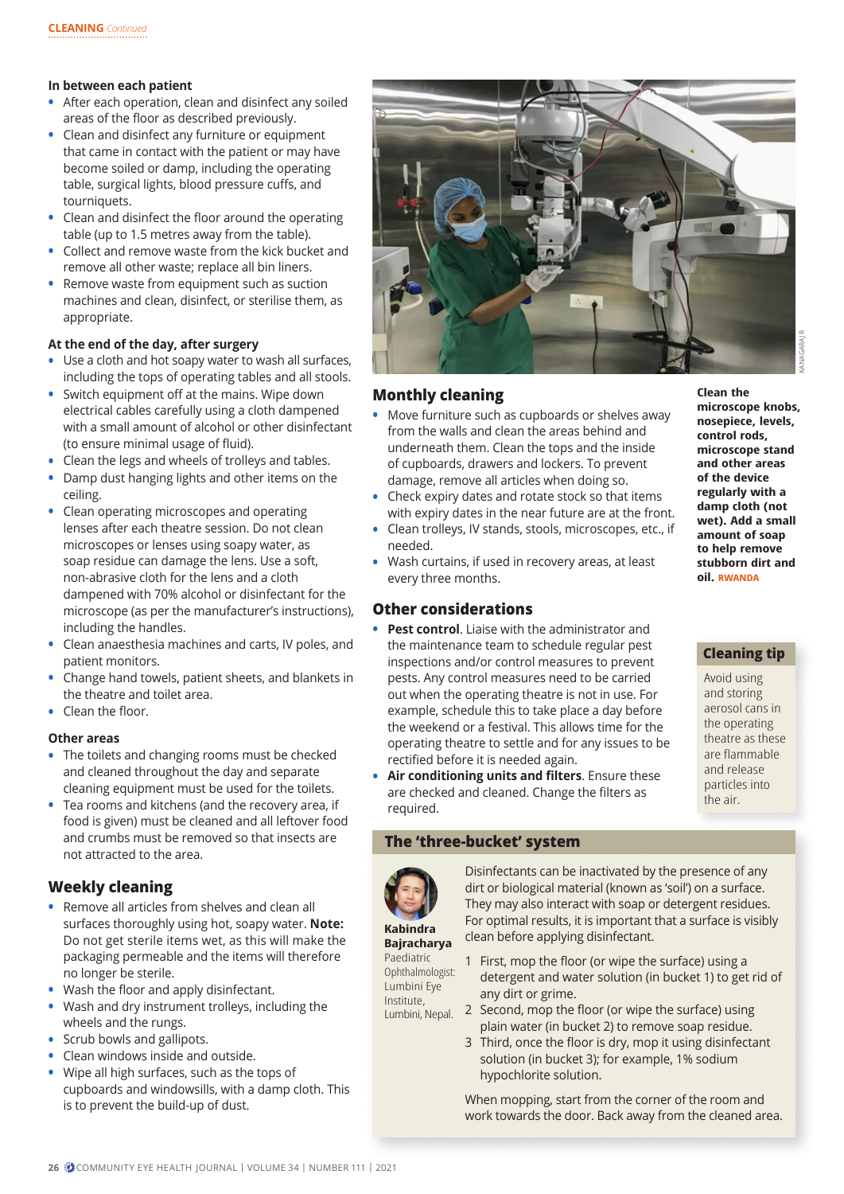### In between each patient

- After each operation, clean and disinfect any soiled areas of the floor as described previously.
- Clean and disinfect any furniture or equipment that came in contact with the patient or may have become soiled or damp, including the operating table, surgical lights, blood pressure cuffs, and tourniquets.
- Clean and disinfect the floor around the operating table (up to 1.5 metres away from the table).
- Collect and remove waste from the kick bucket and remove all other waste; replace all bin liners.
- Remove waste from equipment such as suction machines and clean, disinfect, or sterilise them, as appropriate.

### At the end of the day, after surgery

- Use a cloth and hot soapy water to wash all surfaces, including the tops of operating tables and all stools.
- Switch equipment off at the mains. Wipe down electrical cables carefully using a cloth dampened with a small amount of alcohol or other disinfectant (to ensure minimal usage of fluid).
- Clean the legs and wheels of trolleys and tables.
- Damp dust hanging lights and other items on the ceiling.
- Clean operating microscopes and operating lenses after each theatre session. Do not clean microscopes or lenses using soapy water, as soap residue can damage the lens. Use a soft, non-abrasive cloth for the lens and a cloth dampened with 70% alcohol or disinfectant for the microscope (as per the manufacturer's instructions), including the handles.
- Clean anaesthesia machines and carts, IV poles, and patient monitors.
- Change hand towels, patient sheets, and blankets in the theatre and toilet area.
- Clean the floor.

### Other areas

- The toilets and changing rooms must be checked and cleaned throughout the day and separate cleaning equipment must be used for the toilets.
- Tea rooms and kitchens (and the recovery area, if food is given) must be cleaned and all leftover food and crumbs must be removed so that insects are not attracted to the area.

## Weekly cleaning

- Remove all articles from shelves and clean all surfaces thoroughly using hot, soapy water. **Note:** Do not get sterile items wet, as this will make the packaging permeable and the items will therefore no longer be sterile.
- Wash the floor and apply disinfectant.
- Wash and dry instrument trolleys, including the wheels and the rungs.
- Scrub bowls and gallipots.
- Clean windows inside and outside.
- Wipe all high surfaces, such as the tops of cupboards and windowsills, with a damp cloth. This is to prevent the build-up of dust.

KANAGARAJ R

**Clean the microscope knobs, nosepiece, levels, control rods, microscope stand and other areas of the device regularly with a damp cloth (not wet). Add a small amount of soap to help remove stubborn dirt and oil.** RWANDA

## Monthly cleaning

- Move furniture such as cupboards or shelves away from the walls and clean the areas behind and underneath them. Clean the tops and the inside of cupboards, drawers and lockers. To prevent damage, remove all articles when doing so.
- Check expiry dates and rotate stock so that items with expiry dates in the near future are at the front.
- Clean trolleys, IV stands, stools, microscopes, etc., if needed.
- Wash curtains, if used in recovery areas, at least every three months.

## Other considerations

- **Pest control**. Liaise with the administrator and the maintenance team to schedule regular pest inspections and/or control measures to prevent pests. Any control measures need to be carried out when the operating theatre is not in use. For example, schedule this to take place a day before the weekend or a festival. This allows time for the operating theatre to settle and for any issues to be rectified before it is needed again.
- **Air conditioning units and filters**. Ensure these are checked and cleaned. Change the filters as required.

### Cleaning tip

Avoid using and storing aerosol cans in the operating theatre as these are flammable and release particles into the air.

## The 'three-bucket' system

**Kabindra Bajracharya**
Paediatric Ophthalmologist: Lumbini Eye Institute, Lumbini, Nepal.

Disinfectants can be inactivated by the presence of any dirt or biological material (known as 'soil') on a surface. They may also interact with soap or detergent residues. For optimal results, it is important that a surface is visibly clean before applying disinfectant.

1. First, mop the floor (or wipe the surface) using a detergent and water solution (in bucket 1) to get rid of any dirt or grime.
2. Second, mop the floor (or wipe the surface) using plain water (in bucket 2) to remove soap residue.
3. Third, once the floor is dry, mop it using disinfectant solution (in bucket 3); for example, 1% sodium hypochlorite solution.

When mopping, start from the corner of the room and work towards the door. Back away from the cleaned area.